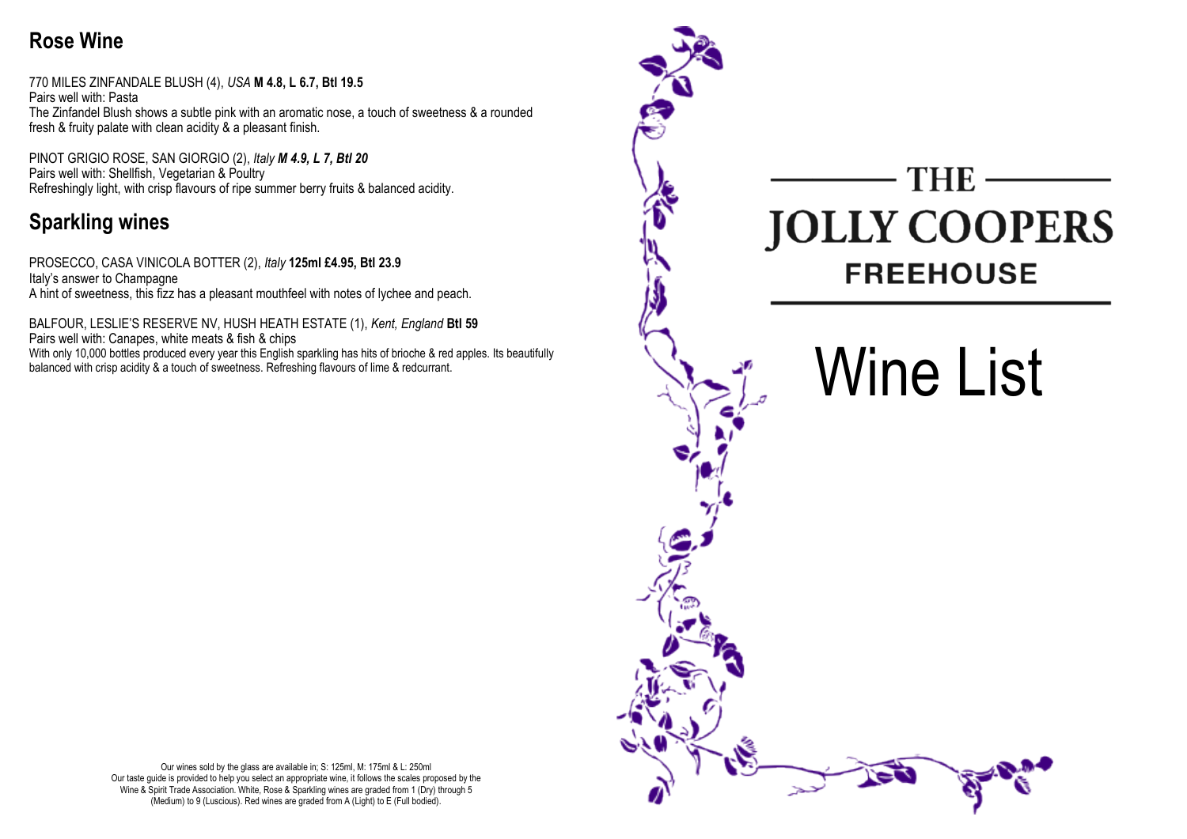## Rose Wine

770 MILES ZINFANDALE BLUSH (4), *USA* **M 4.8, L 6.7, Btl 19.5**
Pairs well with: Pasta
The Zinfandel Blush shows a subtle pink with an aromatic nose, a touch of sweetness & a rounded fresh & fruity palate with clean acidity & a pleasant finish.

PINOT GRIGIO ROSE, SAN GIORGIO (2), *Italy* ***M 4.9, L 7, Btl 20***
Pairs well with: Shellfish, Vegetarian & Poultry
Refreshingly light, with crisp flavours of ripe summer berry fruits & balanced acidity.

## Sparkling wines

PROSECCO, CASA VINICOLA BOTTER (2), *Italy* **125ml £4.95, Btl 23.9**
Italy's answer to Champagne
A hint of sweetness, this fizz has a pleasant mouthfeel with notes of lychee and peach.

BALFOUR, LESLIE'S RESERVE NV, HUSH HEATH ESTATE (1), *Kent, England* **Btl 59**
Pairs well with: Canapes, white meats & fish & chips
With only 10,000 bottles produced every year this English sparkling has hits of brioche & red apples. Its beautifully balanced with crisp acidity & a touch of sweetness. Refreshing flavours of lime & redcurrant.

Our wines sold by the glass are available in; S: 125ml, M: 175ml & L: 250ml
Our taste guide is provided to help you select an appropriate wine, it follows the scales proposed by the Wine & Spirit Trade Association. White, Rose & Sparkling wines are graded from 1 (Dry) through 5 (Medium) to 9 (Luscious). Red wines are graded from A (Light) to E (Full bodied).

# THE JOLLY COOPERS

## FREEHOUSE

# Wine List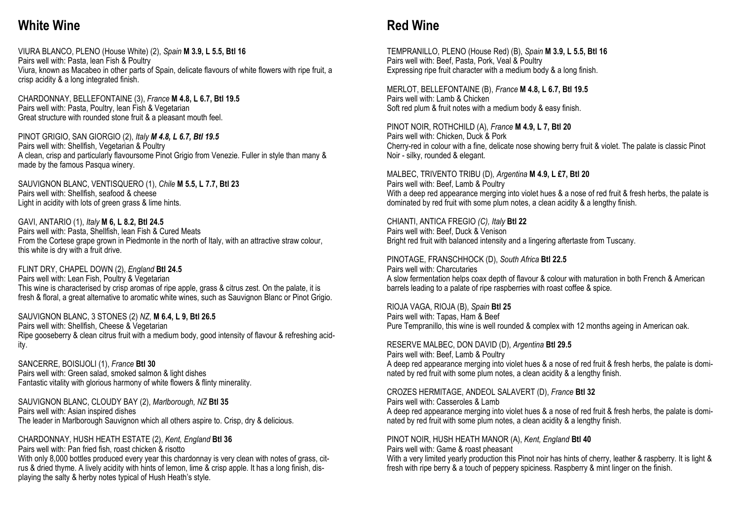# White Wine

VIURA BLANCO, PLENO (House White) (2), *Spain* **M 3.9, L 5.5, Btl 16**
Pairs well with: Pasta, lean Fish & Poultry
Viura, known as Macabeo in other parts of Spain, delicate flavours of white flowers with ripe fruit, a crisp acidity & a long integrated finish.

CHARDONNAY, BELLEFONTAINE (3), *France* **M 4.8, L 6.7, Btl 19.5**
Pairs well with: Pasta, Poultry, lean Fish & Vegetarian
Great structure with rounded stone fruit & a pleasant mouth feel.

PINOT GRIGIO, SAN GIORGIO (2), *Italy* ***M 4.8, L 6.7, Btl 19.5***
Pairs well with: Shellfish, Vegetarian & Poultry
A clean, crisp and particularly flavoursome Pinot Grigio from Venezie. Fuller in style than many & made by the famous Pasqua winery.

SAUVIGNON BLANC, VENTISQUERO (1), *Chile* **M 5.5, L 7.7, Btl 23**
Pairs well with: Shellfish, seafood & cheese
Light in acidity with lots of green grass & lime hints.

GAVI, ANTARIO (1), *Italy* **M 6, L 8.2, Btl 24.5**
Pairs well with: Pasta, Shellfish, lean Fish & Cured Meats
From the Cortese grape grown in Piedmonte in the north of Italy, with an attractive straw colour, this white is dry with a fruit drive.

FLINT DRY, CHAPEL DOWN (2), *England* **Btl 24.5**
Pairs well with: Lean Fish, Poultry & Vegetarian
This wine is characterised by crisp aromas of ripe apple, grass & citrus zest. On the palate, it is fresh & floral, a great alternative to aromatic white wines, such as Sauvignon Blanc or Pinot Grigio.

SAUVIGNON BLANC, 3 STONES (2) *NZ*, **M 6.4, L 9, Btl 26.5**
Pairs well with: Shellfish, Cheese & Vegetarian
Ripe gooseberry & clean citrus fruit with a medium body, good intensity of flavour & refreshing acidity.

SANCERRE, BOISIJOLI (1), *France* **Btl 30**
Pairs well with: Green salad, smoked salmon & light dishes
Fantastic vitality with glorious harmony of white flowers & flinty minerality.

SAUVIGNON BLANC, CLOUDY BAY (2), *Marlborough, NZ* **Btl 35**
Pairs well with: Asian inspired dishes
The leader in Marlborough Sauvignon which all others aspire to. Crisp, dry & delicious.

CHARDONNAY, HUSH HEATH ESTATE (2), *Kent, England* **Btl 36**
Pairs well with: Pan fried fish, roast chicken & risotto
With only 8,000 bottles produced every year this chardonnay is very clean with notes of grass, citrus & dried thyme. A lively acidity with hints of lemon, lime & crisp apple. It has a long finish, displaying the salty & herby notes typical of Hush Heath's style.

# Red Wine

TEMPRANILLO, PLENO (House Red) (B), *Spain* **M 3.9, L 5.5, Btl 16**
Pairs well with: Beef, Pasta, Pork, Veal & Poultry
Expressing ripe fruit character with a medium body & a long finish.

MERLOT, BELLEFONTAINE (B), *France* **M 4.8, L 6.7, Btl 19.5**
Pairs well with: Lamb & Chicken
Soft red plum & fruit notes with a medium body & easy finish.

PINOT NOIR, ROTHCHILD (A), *France* **M 4.9, L 7, Btl 20**
Pairs well with: Chicken, Duck & Pork
Cherry-red in colour with a fine, delicate nose showing berry fruit & violet. The palate is classic Pinot Noir - silky, rounded & elegant.

MALBEC, TRIVENTO TRIBU (D), *Argentina* **M 4.9, L £7, Btl 20**
Pairs well with: Beef, Lamb & Poultry
With a deep red appearance merging into violet hues & a nose of red fruit & fresh herbs, the palate is dominated by red fruit with some plum notes, a clean acidity & a lengthy finish.

CHIANTI, ANTICA FREGIO *(C), Italy* **Btl 22**
Pairs well with: Beef, Duck & Venison
Bright red fruit with balanced intensity and a lingering aftertaste from Tuscany.

PINOTAGE, FRANSCHHOCK (D), *South Africa* **Btl 22.5**
Pairs well with: Charcutaries
A slow fermentation helps coax depth of flavour & colour with maturation in both French & American barrels leading to a palate of ripe raspberries with roast coffee & spice.

RIOJA VAGA, RIOJA (B), *Spain* **Btl 25**
Pairs well with: Tapas, Ham & Beef
Pure Tempranillo, this wine is well rounded & complex with 12 months ageing in American oak.

RESERVE MALBEC, DON DAVID (D), *Argentina* **Btl 29.5**
Pairs well with: Beef, Lamb & Poultry
A deep red appearance merging into violet hues & a nose of red fruit & fresh herbs, the palate is dominated by red fruit with some plum notes, a clean acidity & a lengthy finish.

CROZES HERMITAGE, ANDEOL SALAVERT (D), *France* **Btl 32**
Pairs well with: Casseroles & Lamb
A deep red appearance merging into violet hues & a nose of red fruit & fresh herbs, the palate is dominated by red fruit with some plum notes, a clean acidity & a lengthy finish.

PINOT NOIR, HUSH HEATH MANOR (A), *Kent, England* **Btl 40**
Pairs well with: Game & roast pheasant
With a very limited yearly production this Pinot noir has hints of cherry, leather & raspberry. It is light & fresh with ripe berry & a touch of peppery spiciness. Raspberry & mint linger on the finish.